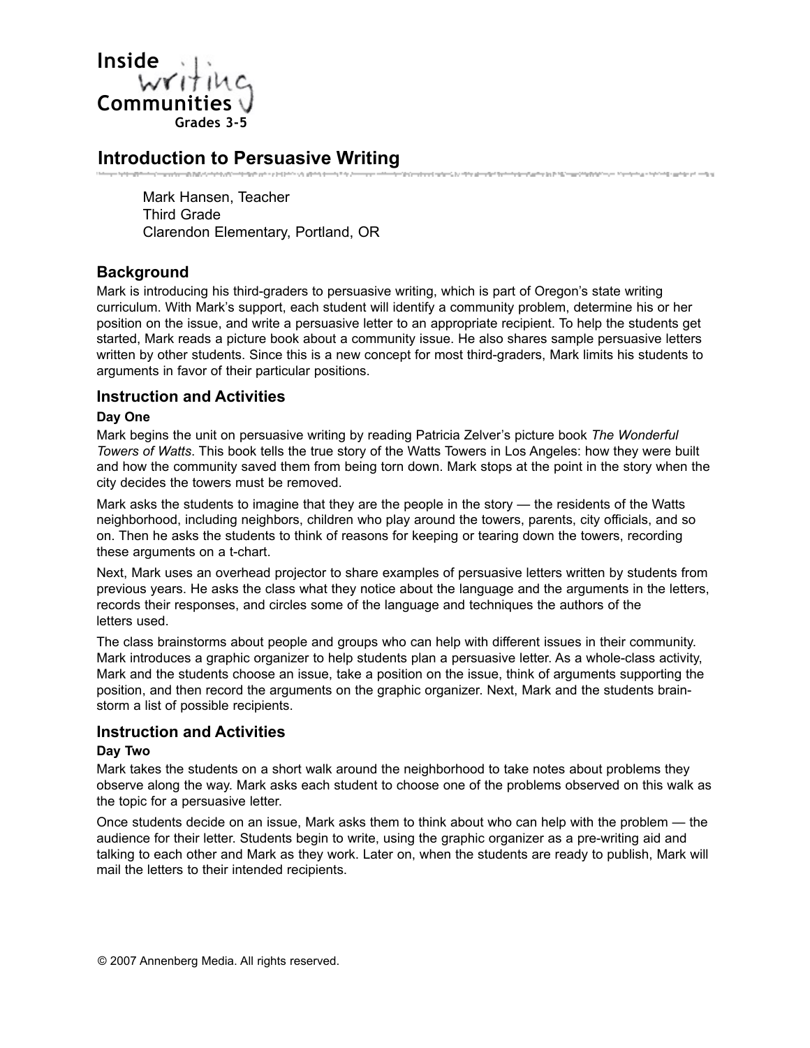Inside
writing
Communities
Grades 3-5

# Introduction to Persuasive Writing

Mark Hansen, Teacher
Third Grade
Clarendon Elementary, Portland, OR

## Background

Mark is introducing his third-graders to persuasive writing, which is part of Oregon's state writing curriculum. With Mark's support, each student will identify a community problem, determine his or her position on the issue, and write a persuasive letter to an appropriate recipient. To help the students get started, Mark reads a picture book about a community issue. He also shares sample persuasive letters written by other students. Since this is a new concept for most third-graders, Mark limits his students to arguments in favor of their particular positions.

## Instruction and Activities

### Day One

Mark begins the unit on persuasive writing by reading Patricia Zelver's picture book *The Wonderful Towers of Watts*. This book tells the true story of the Watts Towers in Los Angeles: how they were built and how the community saved them from being torn down. Mark stops at the point in the story when the city decides the towers must be removed.

Mark asks the students to imagine that they are the people in the story — the residents of the Watts neighborhood, including neighbors, children who play around the towers, parents, city officials, and so on. Then he asks the students to think of reasons for keeping or tearing down the towers, recording these arguments on a t-chart.

Next, Mark uses an overhead projector to share examples of persuasive letters written by students from previous years. He asks the class what they notice about the language and the arguments in the letters, records their responses, and circles some of the language and techniques the authors of the letters used.

The class brainstorms about people and groups who can help with different issues in their community. Mark introduces a graphic organizer to help students plan a persuasive letter. As a whole-class activity, Mark and the students choose an issue, take a position on the issue, think of arguments supporting the position, and then record the arguments on the graphic organizer. Next, Mark and the students brainstorm a list of possible recipients.

## Instruction and Activities

### Day Two

Mark takes the students on a short walk around the neighborhood to take notes about problems they observe along the way. Mark asks each student to choose one of the problems observed on this walk as the topic for a persuasive letter.

Once students decide on an issue, Mark asks them to think about who can help with the problem — the audience for their letter. Students begin to write, using the graphic organizer as a pre-writing aid and talking to each other and Mark as they work. Later on, when the students are ready to publish, Mark will mail the letters to their intended recipients.

© 2007 Annenberg Media. All rights reserved.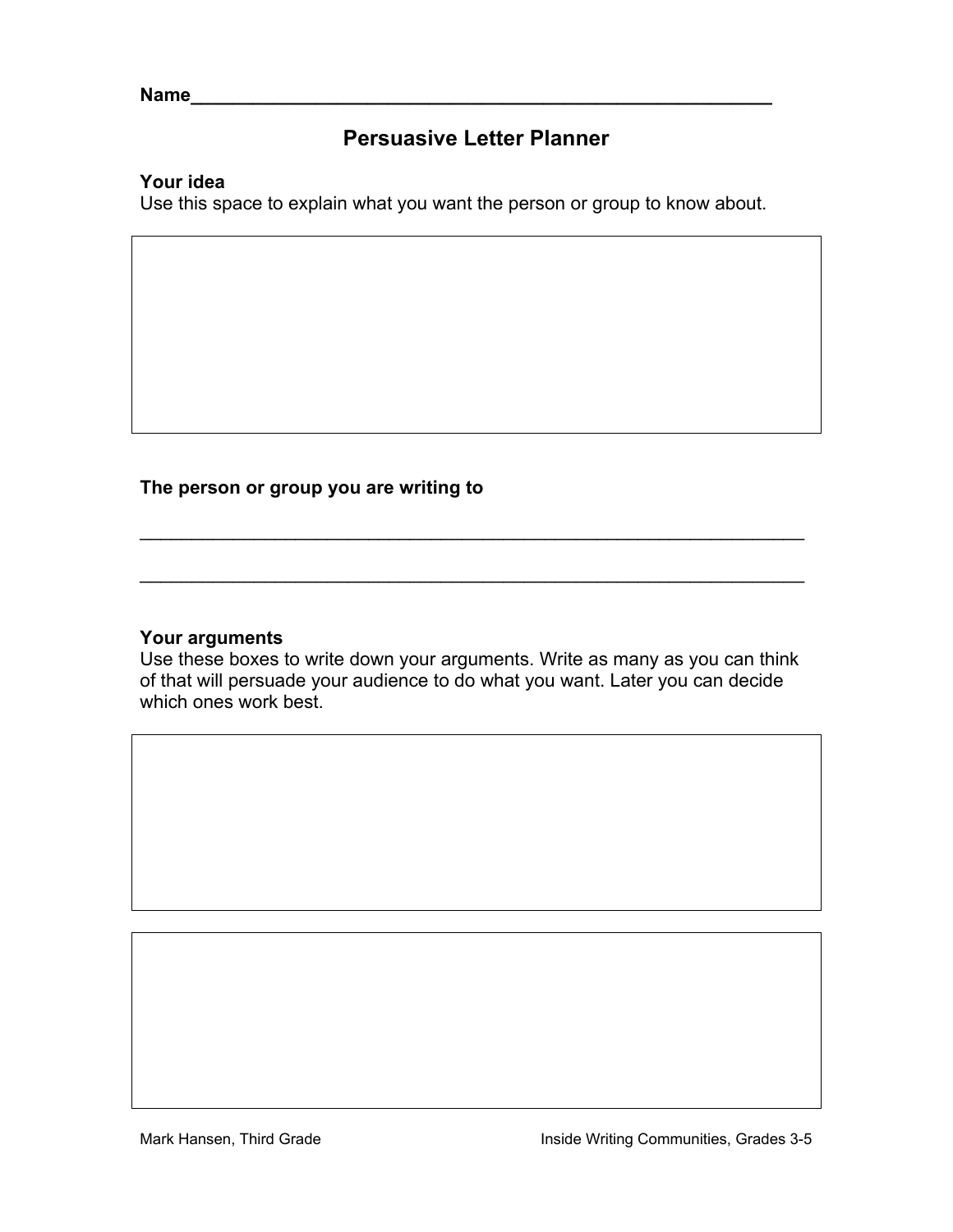**Name**\_\_\_\_\_\_\_\_\_\_\_\_\_\_\_\_\_\_\_\_\_\_\_\_\_\_\_\_\_\_\_\_\_\_\_\_\_\_\_\_\_\_\_\_\_\_\_\_\_\_

## Persuasive Letter Planner

**Your idea**
Use this space to explain what you want the person or group to know about.

**The person or group you are writing to**

\_\_\_\_\_\_\_\_\_\_\_\_\_\_\_\_\_\_\_\_\_\_\_\_\_\_\_\_\_\_\_\_\_\_\_\_\_\_\_\_\_\_\_\_\_\_\_\_\_\_\_\_\_\_\_\_\_\_

\_\_\_\_\_\_\_\_\_\_\_\_\_\_\_\_\_\_\_\_\_\_\_\_\_\_\_\_\_\_\_\_\_\_\_\_\_\_\_\_\_\_\_\_\_\_\_\_\_\_\_\_\_\_\_\_\_\_

**Your arguments**
Use these boxes to write down your arguments. Write as many as you can think of that will persuade your audience to do what you want. Later you can decide which ones work best.

Mark Hansen, Third Grade — Inside Writing Communities, Grades 3-5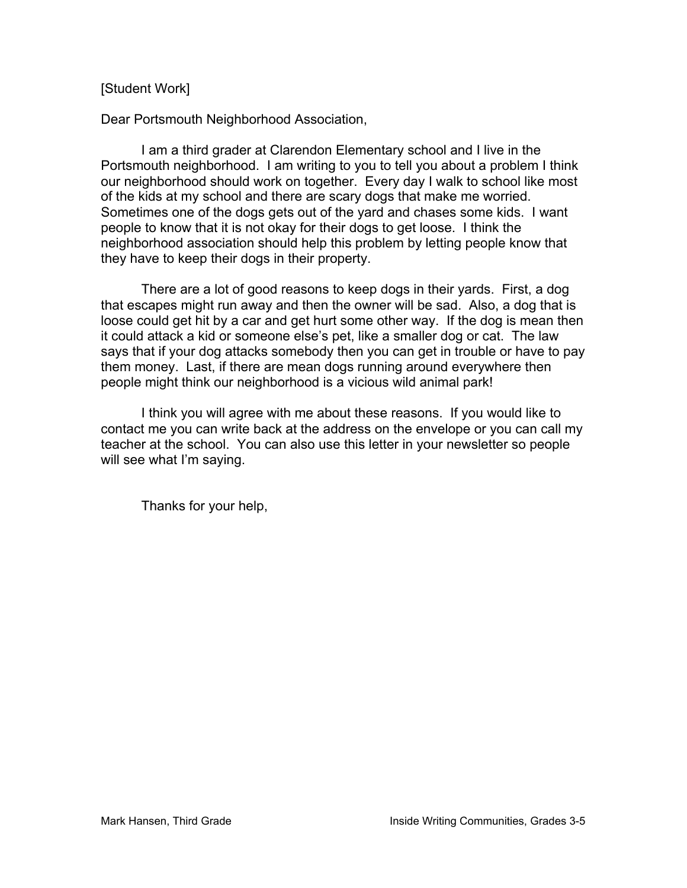[Student Work]

Dear Portsmouth Neighborhood Association,

I am a third grader at Clarendon Elementary school and I live in the Portsmouth neighborhood. I am writing to you to tell you about a problem I think our neighborhood should work on together. Every day I walk to school like most of the kids at my school and there are scary dogs that make me worried. Sometimes one of the dogs gets out of the yard and chases some kids. I want people to know that it is not okay for their dogs to get loose. I think the neighborhood association should help this problem by letting people know that they have to keep their dogs in their property.

There are a lot of good reasons to keep dogs in their yards. First, a dog that escapes might run away and then the owner will be sad. Also, a dog that is loose could get hit by a car and get hurt some other way. If the dog is mean then it could attack a kid or someone else's pet, like a smaller dog or cat. The law says that if your dog attacks somebody then you can get in trouble or have to pay them money. Last, if there are mean dogs running around everywhere then people might think our neighborhood is a vicious wild animal park!

I think you will agree with me about these reasons. If you would like to contact me you can write back at the address on the envelope or you can call my teacher at the school. You can also use this letter in your newsletter so people will see what I'm saying.

Thanks for your help,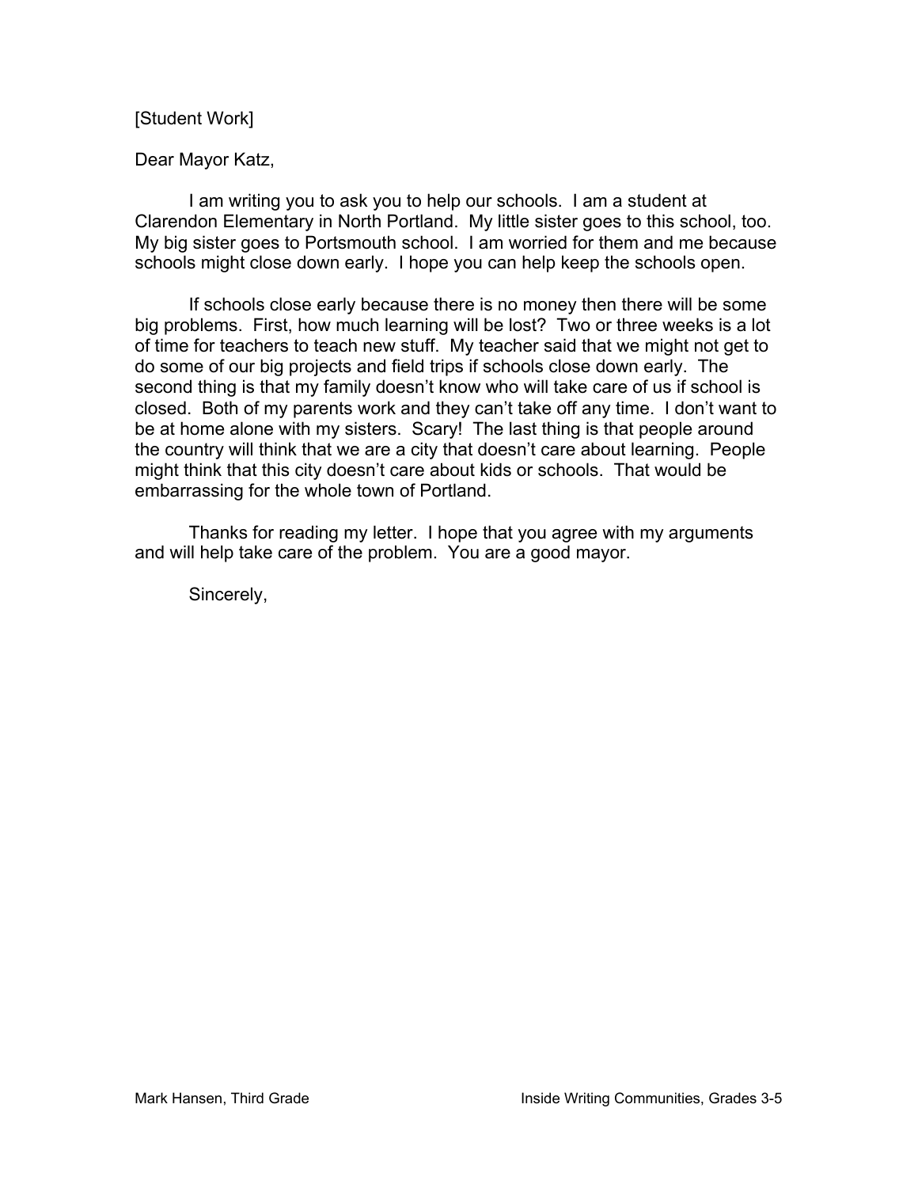[Student Work]

Dear Mayor Katz,

I am writing you to ask you to help our schools. I am a student at Clarendon Elementary in North Portland. My little sister goes to this school, too. My big sister goes to Portsmouth school. I am worried for them and me because schools might close down early. I hope you can help keep the schools open.

If schools close early because there is no money then there will be some big problems. First, how much learning will be lost? Two or three weeks is a lot of time for teachers to teach new stuff. My teacher said that we might not get to do some of our big projects and field trips if schools close down early. The second thing is that my family doesn't know who will take care of us if school is closed. Both of my parents work and they can't take off any time. I don't want to be at home alone with my sisters. Scary! The last thing is that people around the country will think that we are a city that doesn't care about learning. People might think that this city doesn't care about kids or schools. That would be embarrassing for the whole town of Portland.

Thanks for reading my letter. I hope that you agree with my arguments and will help take care of the problem. You are a good mayor.

Sincerely,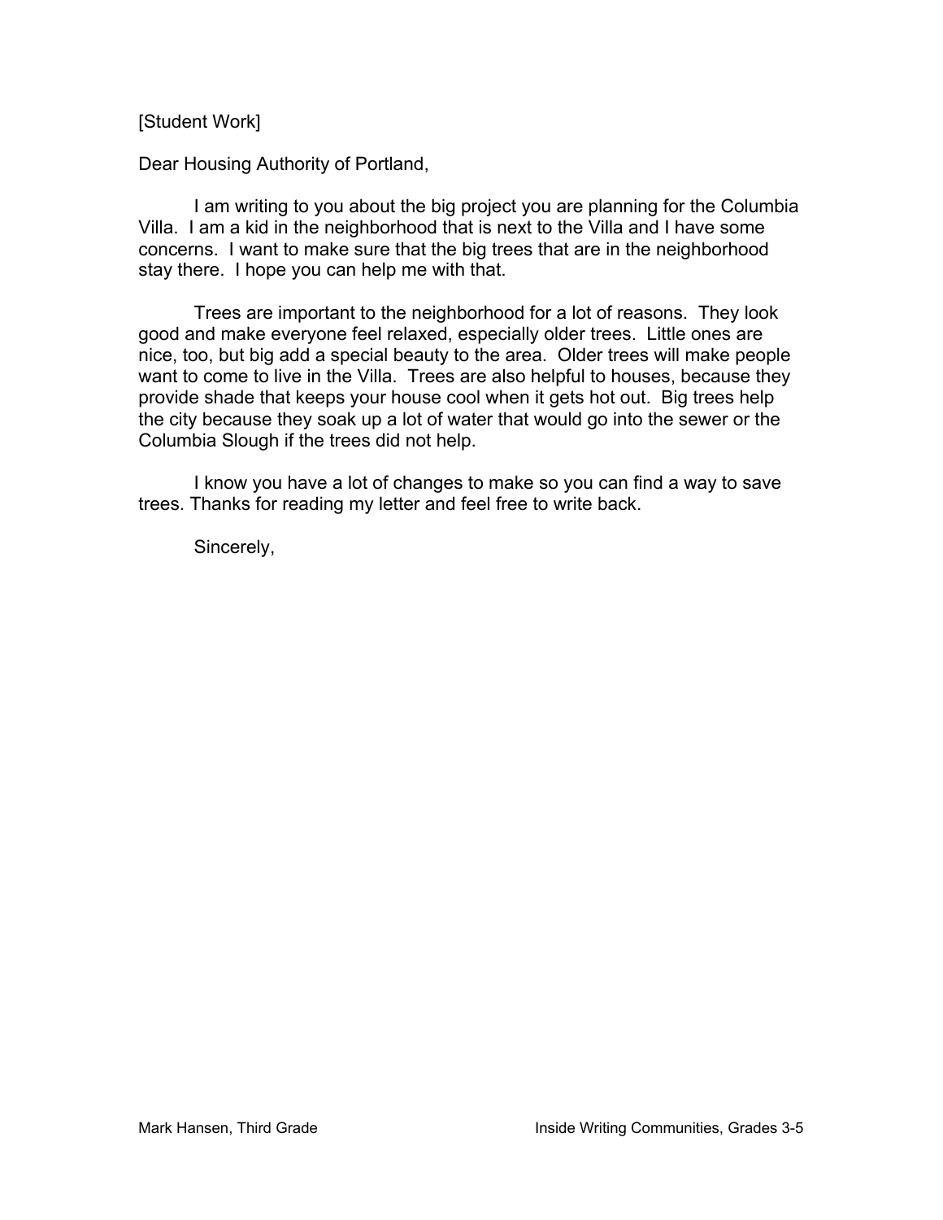[Student Work]

Dear Housing Authority of Portland,

I am writing to you about the big project you are planning for the Columbia Villa. I am a kid in the neighborhood that is next to the Villa and I have some concerns. I want to make sure that the big trees that are in the neighborhood stay there. I hope you can help me with that.

Trees are important to the neighborhood for a lot of reasons. They look good and make everyone feel relaxed, especially older trees. Little ones are nice, too, but big add a special beauty to the area. Older trees will make people want to come to live in the Villa. Trees are also helpful to houses, because they provide shade that keeps your house cool when it gets hot out. Big trees help the city because they soak up a lot of water that would go into the sewer or the Columbia Slough if the trees did not help.

I know you have a lot of changes to make so you can find a way to save trees. Thanks for reading my letter and feel free to write back.

Sincerely,